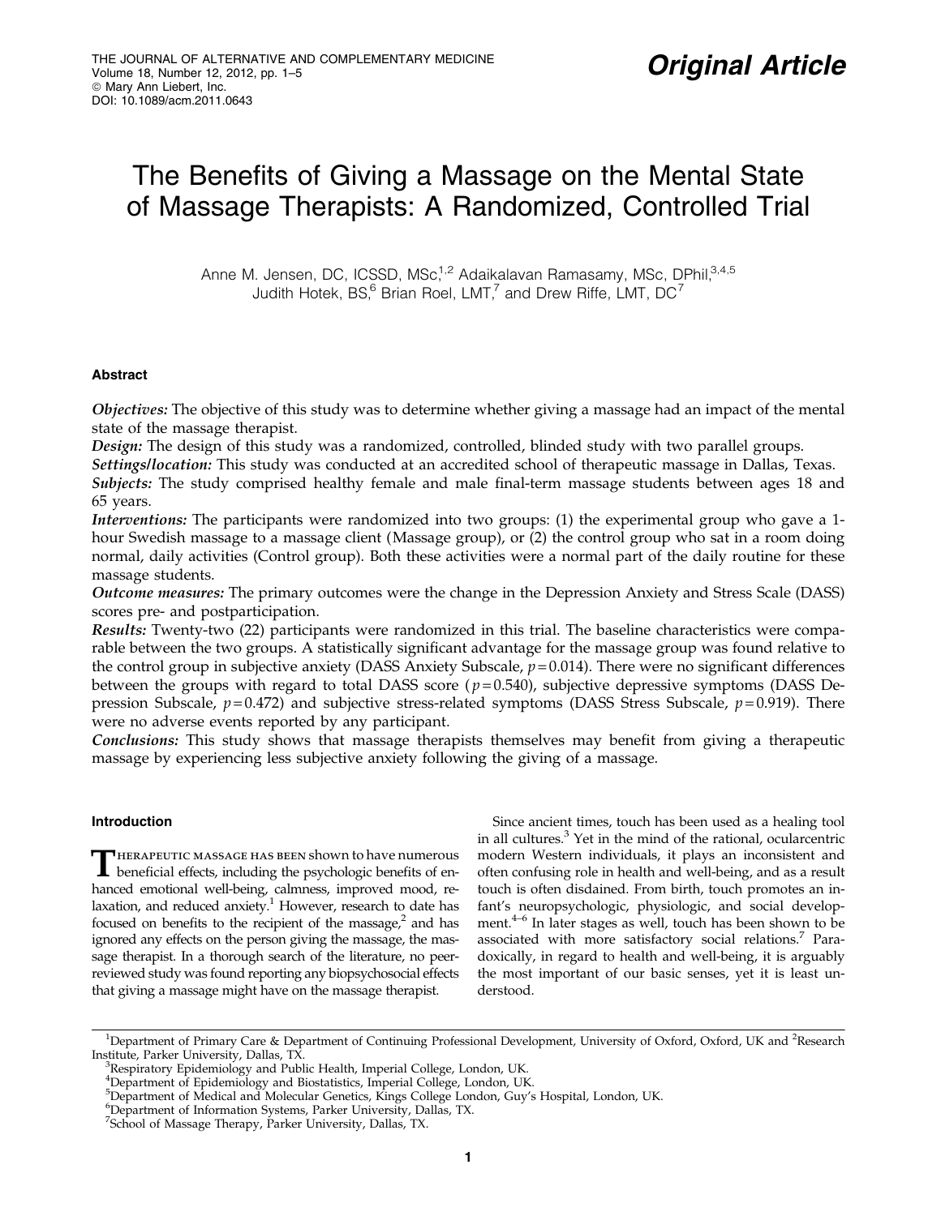Original Article

# The Benefits of Giving a Massage on the Mental State of Massage Therapists: A Randomized, Controlled Trial

Anne M. Jensen, DC, ICSSD, MSc,[1,2] Adaikalavan Ramasamy, MSc, DPhil,[3,4,5] Judith Hotek, BS,[6] Brian Roel, LMT,[7] and Drew Riffe, LMT, DC[7]

## Abstract

*Objectives:* The objective of this study was to determine whether giving a massage had an impact of the mental state of the massage therapist.

*Design:* The design of this study was a randomized, controlled, blinded study with two parallel groups.

*Settings/location:* This study was conducted at an accredited school of therapeutic massage in Dallas, Texas.

*Subjects:* The study comprised healthy female and male final-term massage students between ages 18 and 65 years.

*Interventions:* The participants were randomized into two groups: (1) the experimental group who gave a 1-hour Swedish massage to a massage client (Massage group), or (2) the control group who sat in a room doing normal, daily activities (Control group). Both these activities were a normal part of the daily routine for these massage students.

*Outcome measures:* The primary outcomes were the change in the Depression Anxiety and Stress Scale (DASS) scores pre- and postparticipation.

*Results:* Twenty-two (22) participants were randomized in this trial. The baseline characteristics were comparable between the two groups. A statistically significant advantage for the massage group was found relative to the control group in subjective anxiety (DASS Anxiety Subscale, $p = 0.014$). There were no significant differences between the groups with regard to total DASS score ($p = 0.540$), subjective depressive symptoms (DASS Depression Subscale, $p = 0.472$) and subjective stress-related symptoms (DASS Stress Subscale, $p = 0.919$). There were no adverse events reported by any participant.

*Conclusions:* This study shows that massage therapists themselves may benefit from giving a therapeutic massage by experiencing less subjective anxiety following the giving of a massage.

## Introduction

Therapeutic massage has been shown to have numerous beneficial effects, including the psychologic benefits of enhanced emotional well-being, calmness, improved mood, relaxation, and reduced anxiety.[1] However, research to date has focused on benefits to the recipient of the massage,[2] and has ignored any effects on the person giving the massage, the massage therapist. In a thorough search of the literature, no peer-reviewed study was found reporting any biopsychosocial effects that giving a massage might have on the massage therapist.

Since ancient times, touch has been used as a healing tool in all cultures.[3] Yet in the mind of the rational, ocularcentric modern Western individuals, it plays an inconsistent and often confusing role in health and well-being, and as a result touch is often disdained. From birth, touch promotes an infant's neuropsychologic, physiologic, and social development.[4–6] In later stages as well, touch has been shown to be associated with more satisfactory social relations.[7] Paradoxically, in regard to health and well-being, it is arguably the most important of our basic senses, yet it is least understood.

---

[1]Department of Primary Care & Department of Continuing Professional Development, University of Oxford, Oxford, UK and [2]Research Institute, Parker University, Dallas, TX.
[3]Respiratory Epidemiology and Public Health, Imperial College, London, UK.
[4]Department of Epidemiology and Biostatistics, Imperial College, London, UK.
[5]Department of Medical and Molecular Genetics, Kings College London, Guy's Hospital, London, UK.
[6]Department of Information Systems, Parker University, Dallas, TX.
[7]School of Massage Therapy, Parker University, Dallas, TX.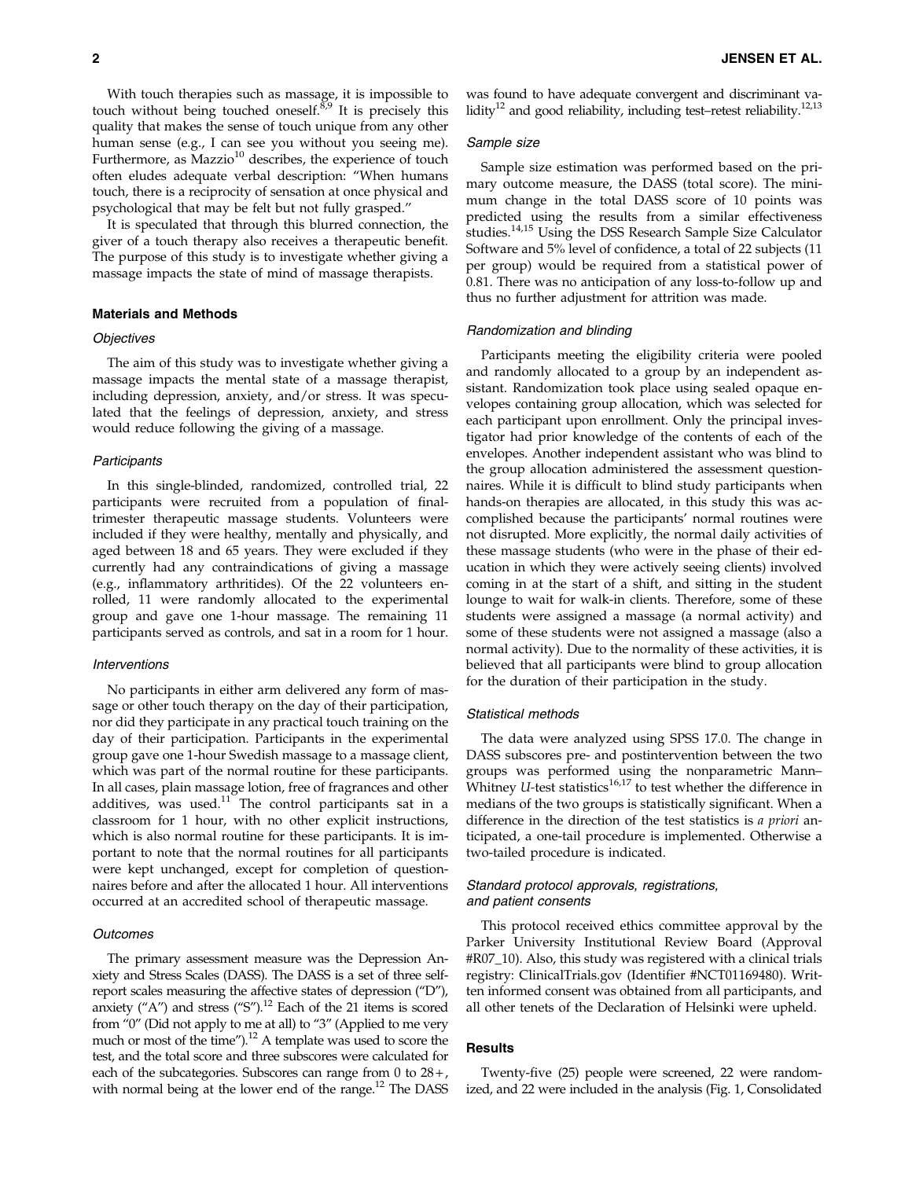With touch therapies such as massage, it is impossible to touch without being touched oneself.[8,9] It is precisely this quality that makes the sense of touch unique from any other human sense (e.g., I can see you without you seeing me). Furthermore, as Mazzio[10] describes, the experience of touch often eludes adequate verbal description: "When humans touch, there is a reciprocity of sensation at once physical and psychological that may be felt but not fully grasped."

It is speculated that through this blurred connection, the giver of a touch therapy also receives a therapeutic benefit. The purpose of this study is to investigate whether giving a massage impacts the state of mind of massage therapists.

## Materials and Methods

### *Objectives*

The aim of this study was to investigate whether giving a massage impacts the mental state of a massage therapist, including depression, anxiety, and/or stress. It was speculated that the feelings of depression, anxiety, and stress would reduce following the giving of a massage.

### *Participants*

In this single-blinded, randomized, controlled trial, 22 participants were recruited from a population of final-trimester therapeutic massage students. Volunteers were included if they were healthy, mentally and physically, and aged between 18 and 65 years. They were excluded if they currently had any contraindications of giving a massage (e.g., inflammatory arthritides). Of the 22 volunteers enrolled, 11 were randomly allocated to the experimental group and gave one 1-hour massage. The remaining 11 participants served as controls, and sat in a room for 1 hour.

### *Interventions*

No participants in either arm delivered any form of massage or other touch therapy on the day of their participation, nor did they participate in any practical touch training on the day of their participation. Participants in the experimental group gave one 1-hour Swedish massage to a massage client, which was part of the normal routine for these participants. In all cases, plain massage lotion, free of fragrances and other additives, was used.[11] The control participants sat in a classroom for 1 hour, with no other explicit instructions, which is also normal routine for these participants. It is important to note that the normal routines for all participants were kept unchanged, except for completion of questionnaires before and after the allocated 1 hour. All interventions occurred at an accredited school of therapeutic massage.

### *Outcomes*

The primary assessment measure was the Depression Anxiety and Stress Scales (DASS). The DASS is a set of three self-report scales measuring the affective states of depression ("D"), anxiety ("A") and stress ("S").[12] Each of the 21 items is scored from "0" (Did not apply to me at all) to "3" (Applied to me very much or most of the time").[12] A template was used to score the test, and the total score and three subscores were calculated for each of the subcategories. Subscores can range from 0 to 28+, with normal being at the lower end of the range.[12] The DASS was found to have adequate convergent and discriminant validity[12] and good reliability, including test–retest reliability.[12,13]

### *Sample size*

Sample size estimation was performed based on the primary outcome measure, the DASS (total score). The minimum change in the total DASS score of 10 points was predicted using the results from a similar effectiveness studies.[14,15] Using the DSS Research Sample Size Calculator Software and 5% level of confidence, a total of 22 subjects (11 per group) would be required from a statistical power of 0.81. There was no anticipation of any loss-to-follow up and thus no further adjustment for attrition was made.

### *Randomization and blinding*

Participants meeting the eligibility criteria were pooled and randomly allocated to a group by an independent assistant. Randomization took place using sealed opaque envelopes containing group allocation, which was selected for each participant upon enrollment. Only the principal investigator had prior knowledge of the contents of each of the envelopes. Another independent assistant who was blind to the group allocation administered the assessment questionnaires. While it is difficult to blind study participants when hands-on therapies are allocated, in this study this was accomplished because the participants' normal routines were not disrupted. More explicitly, the normal daily activities of these massage students (who were in the phase of their education in which they were actively seeing clients) involved coming in at the start of a shift, and sitting in the student lounge to wait for walk-in clients. Therefore, some of these students were assigned a massage (a normal activity) and some of these students were not assigned a massage (also a normal activity). Due to the normality of these activities, it is believed that all participants were blind to group allocation for the duration of their participation in the study.

### *Statistical methods*

The data were analyzed using SPSS 17.0. The change in DASS subscores pre- and postintervention between the two groups was performed using the nonparametric Mann–Whitney $U$-test statistics[16,17] to test whether the difference in medians of the two groups is statistically significant. When a difference in the direction of the test statistics is *a priori* anticipated, a one-tail procedure is implemented. Otherwise a two-tailed procedure is indicated.

### *Standard protocol approvals, registrations, and patient consents*

This protocol received ethics committee approval by the Parker University Institutional Review Board (Approval #R07_10). Also, this study was registered with a clinical trials registry: ClinicalTrials.gov (Identifier #NCT01169480). Written informed consent was obtained from all participants, and all other tenets of the Declaration of Helsinki were upheld.

## Results

Twenty-five (25) people were screened, 22 were randomized, and 22 were included in the analysis (Fig. 1, Consolidated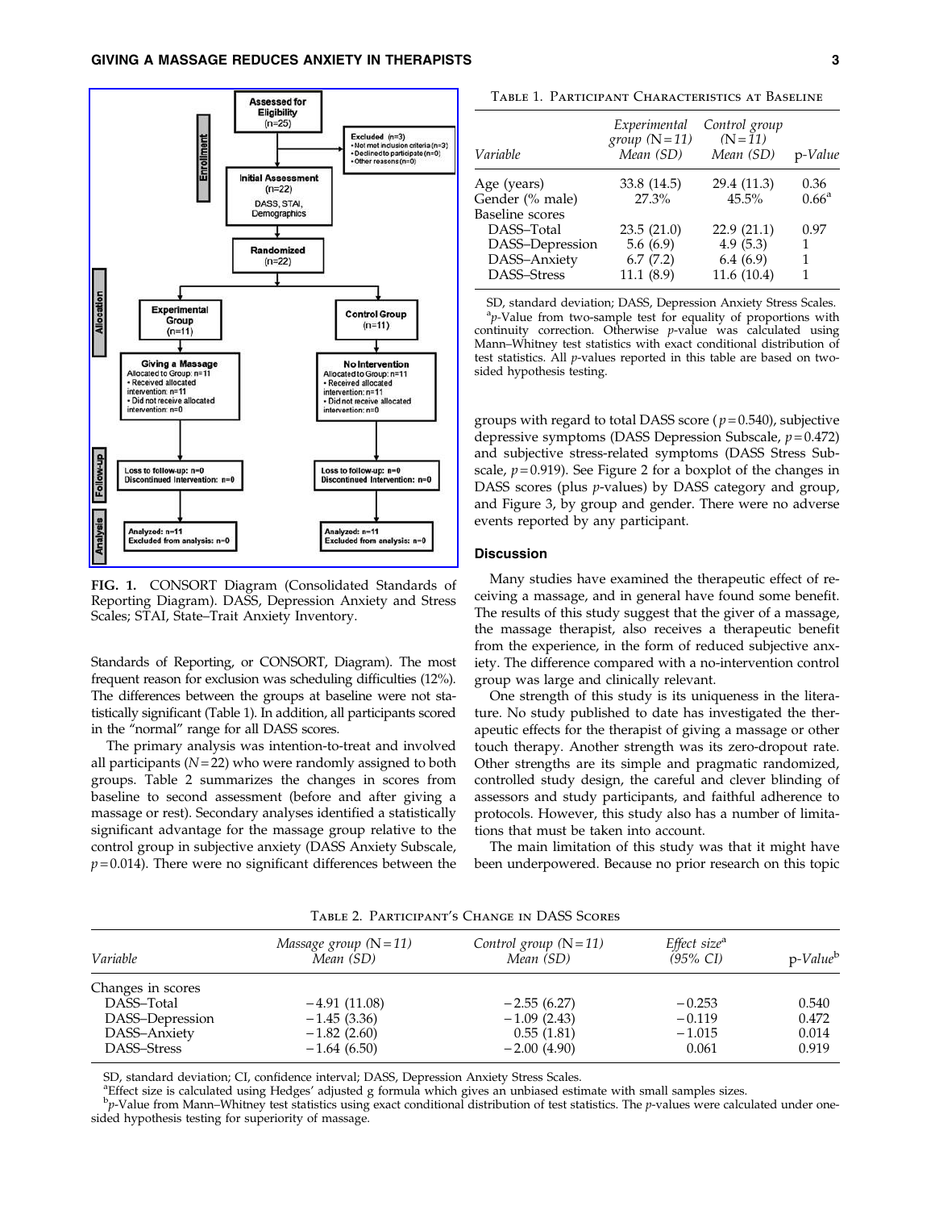**FIG. 1.** CONSORT Diagram (Consolidated Standards of Reporting Diagram). DASS, Depression Anxiety and Stress Scales; STAI, State–Trait Anxiety Inventory.

Standards of Reporting, or CONSORT, Diagram). The most frequent reason for exclusion was scheduling difficulties (12%). The differences between the groups at baseline were not statistically significant (Table 1). In addition, all participants scored in the "normal" range for all DASS scores.

The primary analysis was intention-to-treat and involved all participants ($N = 22$) who were randomly assigned to both groups. Table 2 summarizes the changes in scores from baseline to second assessment (before and after giving a massage or rest). Secondary analyses identified a statistically significant advantage for the massage group relative to the control group in subjective anxiety (DASS Anxiety Subscale, $p = 0.014$). There were no significant differences between the groups with regard to total DASS score ($p = 0.540$), subjective depressive symptoms (DASS Depression Subscale, $p = 0.472$) and subjective stress-related symptoms (DASS Stress Subscale, $p = 0.919$). See Figure 2 for a boxplot of the changes in DASS scores (plus *p*-values) by DASS category and group, and Figure 3, by group and gender. There were no adverse events reported by any participant.

Table 1. Participant Characteristics at Baseline

| Variable | Experimental group (N = 11) Mean (SD) | Control group (N = 11) Mean (SD) | p-Value |
|---|---|---|---|
| Age (years) | 33.8 (14.5) | 29.4 (11.3) | 0.36 |
| Gender (% male) | 27.3% | 45.5% | 0.66[a] |
| Baseline scores | | | |
| DASS–Total | 23.5 (21.0) | 22.9 (21.1) | 0.97 |
| DASS–Depression | 5.6 (6.9) | 4.9 (5.3) | 1 |
| DASS–Anxiety | 6.7 (7.2) | 6.4 (6.9) | 1 |
| DASS–Stress | 11.1 (8.9) | 11.6 (10.4) | 1 |

SD, standard deviation; DASS, Depression Anxiety Stress Scales.
[a]*p*-Value from two-sample test for equality of proportions with continuity correction. Otherwise *p*-value was calculated using Mann–Whitney test statistics with exact conditional distribution of test statistics. All *p*-values reported in this table are based on two-sided hypothesis testing.

## Discussion

Many studies have examined the therapeutic effect of receiving a massage, and in general have found some benefit. The results of this study suggest that the giver of a massage, the massage therapist, also receives a therapeutic benefit from the experience, in the form of reduced subjective anxiety. The difference compared with a no-intervention control group was large and clinically relevant.

One strength of this study is its uniqueness in the literature. No study published to date has investigated the therapeutic effects for the therapist of giving a massage or other touch therapy. Another strength was its zero-dropout rate. Other strengths are its simple and pragmatic randomized, controlled study design, the careful and clever blinding of assessors and study participants, and faithful adherence to protocols. However, this study also has a number of limitations that must be taken into account.

The main limitation of this study was that it might have been underpowered. Because no prior research on this topic

Table 2. Participant's Change in DASS Scores

| Variable | Massage group (N = 11) Mean (SD) | Control group (N = 11) Mean (SD) | Effect size[a] (95% CI) | p-Value[b] |
|---|---|---|---|---|
| Changes in scores | | | | |
| DASS–Total | −4.91 (11.08) | −2.55 (6.27) | −0.253 | 0.540 |
| DASS–Depression | −1.45 (3.36) | −1.09 (2.43) | −0.119 | 0.472 |
| DASS–Anxiety | −1.82 (2.60) | 0.55 (1.81) | −1.015 | 0.014 |
| DASS–Stress | −1.64 (6.50) | −2.00 (4.90) | 0.061 | 0.919 |

SD, standard deviation; CI, confidence interval; DASS, Depression Anxiety Stress Scales.
[a]Effect size is calculated using Hedges' adjusted g formula which gives an unbiased estimate with small samples sizes.
[b]*p*-Value from Mann–Whitney test statistics using exact conditional distribution of test statistics. The *p*-values were calculated under one-sided hypothesis testing for superiority of massage.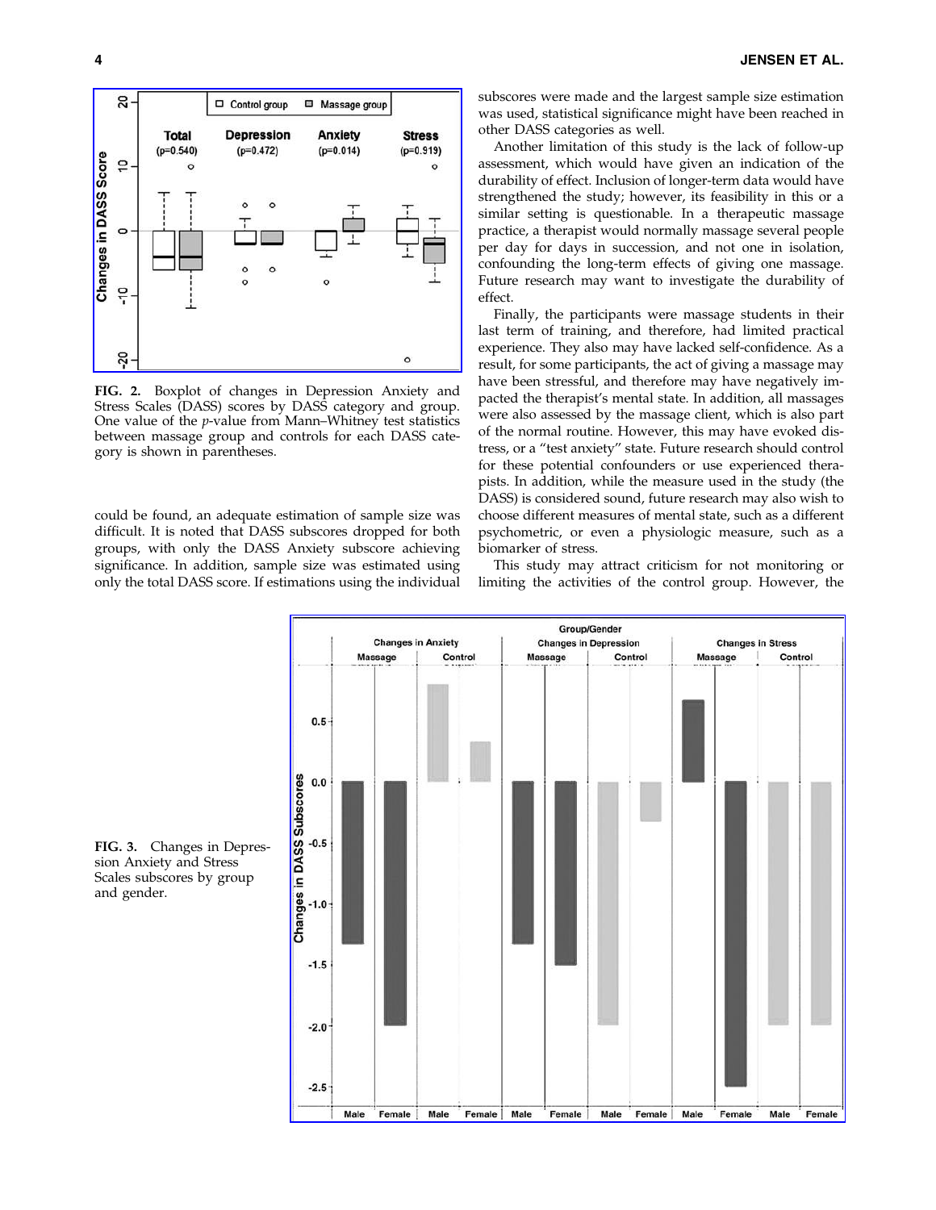Control group
Massage group

Changes in DASS Score

Total (p=0.540)

Depression (p=0.472)

Anxiety (p=0.014)

Stress (p=0.919)

20
10
0
-10
-20

**FIG. 2.** Boxplot of changes in Depression Anxiety and Stress Scales (DASS) scores by DASS category and group. One value of the *p*-value from Mann–Whitney test statistics between massage group and controls for each DASS category is shown in parentheses.

could be found, an adequate estimation of sample size was difficult. It is noted that DASS subscores dropped for both groups, with only the DASS Anxiety subscore achieving significance. In addition, sample size was estimated using only the total DASS score. If estimations using the individual subscores were made and the largest sample size estimation was used, statistical significance might have been reached in other DASS categories as well.

Another limitation of this study is the lack of follow-up assessment, which would have given an indication of the durability of effect. Inclusion of longer-term data would have strengthened the study; however, its feasibility in this or a similar setting is questionable. In a therapeutic massage practice, a therapist would normally massage several people per day for days in succession, and not one in isolation, confounding the long-term effects of giving one massage. Future research may want to investigate the durability of effect.

Finally, the participants were massage students in their last term of training, and therefore, had limited practical experience. They also may have lacked self-confidence. As a result, for some participants, the act of giving a massage may have been stressful, and therefore may have negatively impacted the therapist's mental state. In addition, all massages were also assessed by the massage client, which is also part of the normal routine. However, this may have evoked distress, or a "test anxiety" state. Future research should control for these potential confounders or use experienced therapists. In addition, while the measure used in the study (the DASS) is considered sound, future research may also wish to choose different measures of mental state, such as a different psychometric, or even a physiologic measure, such as a biomarker of stress.

This study may attract criticism for not monitoring or limiting the activities of the control group. However, the

Group/Gender

Changes in Anxiety — Massage, Control

Changes in Depression — Massage, Control

Changes in Stress — Massage, Control

Changes in DASS Subscores

0.5
0.0
-0.5
-1.0
-1.5
-2.0
-2.5

Male Female Male Female Male Female Male Female Male Female Male Female

**FIG. 3.** Changes in Depression Anxiety and Stress Scales subscores by group and gender.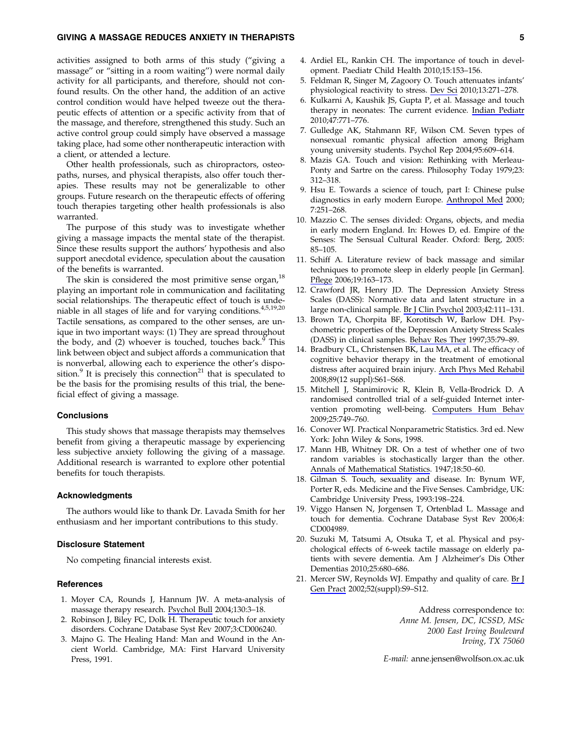activities assigned to both arms of this study ("giving a massage" or "sitting in a room waiting") were normal daily activity for all participants, and therefore, should not confound results. On the other hand, the addition of an active control condition would have helped tweeze out the therapeutic effects of attention or a specific activity from that of the massage, and therefore, strengthened this study. Such an active control group could simply have observed a massage taking place, had some other nontherapeutic interaction with a client, or attended a lecture.

Other health professionals, such as chiropractors, osteopaths, nurses, and physical therapists, also offer touch therapies. These results may not be generalizable to other groups. Future research on the therapeutic effects of offering touch therapies targeting other health professionals is also warranted.

The purpose of this study was to investigate whether giving a massage impacts the mental state of the therapist. Since these results support the authors' hypothesis and also support anecdotal evidence, speculation about the causation of the benefits is warranted.

The skin is considered the most primitive sense organ,[18] playing an important role in communication and facilitating social relationships. The therapeutic effect of touch is undeniable in all stages of life and for varying conditions.[4,5,19,20] Tactile sensations, as compared to the other senses, are unique in two important ways: (1) They are spread throughout the body, and (2) whoever is touched, touches back.[9] This link between object and subject affords a communication that is nonverbal, allowing each to experience the other's disposition.[9] It is precisely this connection[21] that is speculated to be the basis for the promising results of this trial, the beneficial effect of giving a massage.

## Conclusions

This study shows that massage therapists may themselves benefit from giving a therapeutic massage by experiencing less subjective anxiety following the giving of a massage. Additional research is warranted to explore other potential benefits for touch therapists.

## Acknowledgments

The authors would like to thank Dr. Lavada Smith for her enthusiasm and her important contributions to this study.

## Disclosure Statement

No competing financial interests exist.

## References

1. Moyer CA, Rounds J, Hannum JW. A meta-analysis of massage therapy research. Psychol Bull 2004;130:3–18.
2. Robinson J, Biley FC, Dolk H. Therapeutic touch for anxiety disorders. Cochrane Database Syst Rev 2007;3:CD006240.
3. Majno G. The Healing Hand: Man and Wound in the Ancient World. Cambridge, MA: First Harvard University Press, 1991.
4. Ardiel EL, Rankin CH. The importance of touch in development. Paediatr Child Health 2010;15:153–156.
5. Feldman R, Singer M, Zagoory O. Touch attenuates infants' physiological reactivity to stress. Dev Sci 2010;13:271–278.
6. Kulkarni A, Kaushik JS, Gupta P, et al. Massage and touch therapy in neonates: The current evidence. Indian Pediatr 2010;47:771–776.
7. Gulledge AK, Stahmann RF, Wilson CM. Seven types of nonsexual romantic physical affection among Brigham young university students. Psychol Rep 2004;95:609–614.
8. Mazis GA. Touch and vision: Rethinking with Merleau-Ponty and Sartre on the caress. Philosophy Today 1979;23: 312–318.
9. Hsu E. Towards a science of touch, part I: Chinese pulse diagnostics in early modern Europe. Anthropol Med 2000; 7:251–268.
10. Mazzio C. The senses divided: Organs, objects, and media in early modern England. In: Howes D, ed. Empire of the Senses: The Sensual Cultural Reader. Oxford: Berg, 2005: 85–105.
11. Schiff A. Literature review of back massage and similar techniques to promote sleep in elderly people [in German]. Pflege 2006;19:163–173.
12. Crawford JR, Henry JD. The Depression Anxiety Stress Scales (DASS): Normative data and latent structure in a large non-clinical sample. Br J Clin Psychol 2003;42:111–131.
13. Brown TA, Chorpita BF, Korotitsch W, Barlow DH. Psychometric properties of the Depression Anxiety Stress Scales (DASS) in clinical samples. Behav Res Ther 1997;35:79–89.
14. Bradbury CL, Christensen BK, Lau MA, et al. The efficacy of cognitive behavior therapy in the treatment of emotional distress after acquired brain injury. Arch Phys Med Rehabil 2008;89(12 suppl):S61–S68.
15. Mitchell J, Stanimirovic R, Klein B, Vella-Brodrick D. A randomised controlled trial of a self-guided Internet intervention promoting well-being. Computers Hum Behav 2009;25:749–760.
16. Conover WJ. Practical Nonparametric Statistics. 3rd ed. New York: John Wiley & Sons, 1998.
17. Mann HB, Whitney DR. On a test of whether one of two random variables is stochastically larger than the other. Annals of Mathematical Statistics. 1947;18:50–60.
18. Gilman S. Touch, sexuality and disease. In: Bynum WF, Porter R, eds. Medicine and the Five Senses. Cambridge, UK: Cambridge University Press, 1993:198–224.
19. Viggo Hansen N, Jorgensen T, Ortenblad L. Massage and touch for dementia. Cochrane Database Syst Rev 2006;4: CD004989.
20. Suzuki M, Tatsumi A, Otsuka T, et al. Physical and psychological effects of 6-week tactile massage on elderly patients with severe dementia. Am J Alzheimer's Dis Other Dementias 2010;25:680–686.
21. Mercer SW, Reynolds WJ. Empathy and quality of care. Br J Gen Pract 2002;52(suppl):S9–S12.

Address correspondence to:
*Anne M. Jensen, DC, ICSSD, MSc*
*2000 East Irving Boulevard*
*Irving, TX 75060*

*E-mail:* anne.jensen@wolfson.ox.ac.uk